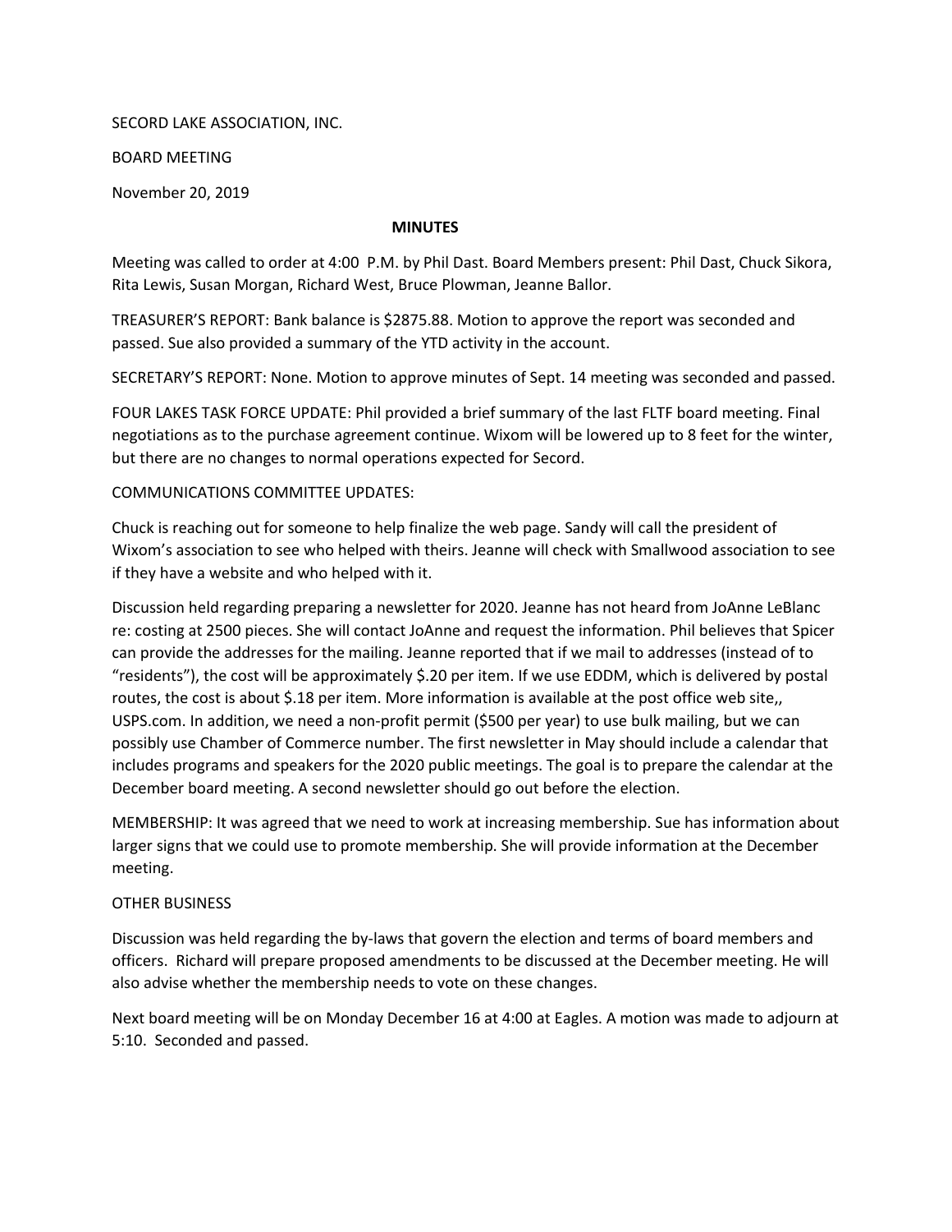SECORD LAKE ASSOCIATION, INC.

BOARD MEETING

November 20, 2019

**MINUTES**

Meeting was called to order at 4:00 P.M. by Phil Dast. Board Members present: Phil Dast, Chuck Sikora, Rita Lewis, Susan Morgan, Richard West, Bruce Plowman, Jeanne Ballor.

TREASURER'S REPORT: Bank balance is $2875.88. Motion to approve the report was seconded and passed. Sue also provided a summary of the YTD activity in the account.

SECRETARY'S REPORT: None. Motion to approve minutes of Sept. 14 meeting was seconded and passed.

FOUR LAKES TASK FORCE UPDATE: Phil provided a brief summary of the last FLTF board meeting. Final negotiations as to the purchase agreement continue. Wixom will be lowered up to 8 feet for the winter, but there are no changes to normal operations expected for Secord.

COMMUNICATIONS COMMITTEE UPDATES:

Chuck is reaching out for someone to help finalize the web page. Sandy will call the president of Wixom's association to see who helped with theirs. Jeanne will check with Smallwood association to see if they have a website and who helped with it.

Discussion held regarding preparing a newsletter for 2020. Jeanne has not heard from JoAnne LeBlanc re: costing at 2500 pieces. She will contact JoAnne and request the information. Phil believes that Spicer can provide the addresses for the mailing. Jeanne reported that if we mail to addresses (instead of to "residents"), the cost will be approximately $.20 per item. If we use EDDM, which is delivered by postal routes, the cost is about $.18 per item. More information is available at the post office web site,, USPS.com. In addition, we need a non-profit permit ($500 per year) to use bulk mailing, but we can possibly use Chamber of Commerce number. The first newsletter in May should include a calendar that includes programs and speakers for the 2020 public meetings. The goal is to prepare the calendar at the December board meeting. A second newsletter should go out before the election.

MEMBERSHIP: It was agreed that we need to work at increasing membership. Sue has information about larger signs that we could use to promote membership. She will provide information at the December meeting.

OTHER BUSINESS

Discussion was held regarding the by-laws that govern the election and terms of board members and officers. Richard will prepare proposed amendments to be discussed at the December meeting. He will also advise whether the membership needs to vote on these changes.

Next board meeting will be on Monday December 16 at 4:00 at Eagles. A motion was made to adjourn at 5:10. Seconded and passed.